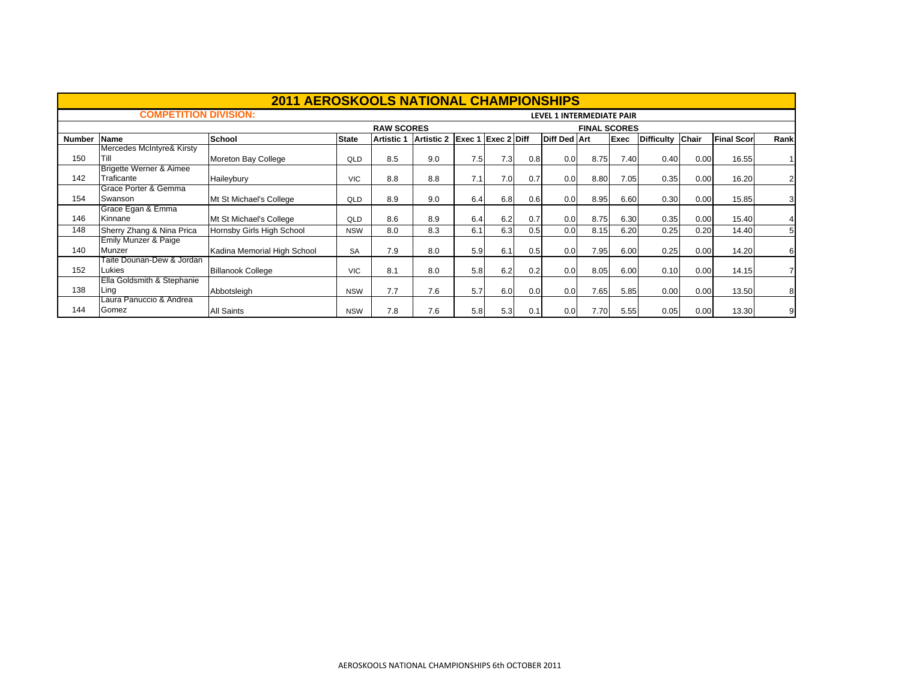# 2011 AEROSKOOLS NATIONAL CHAMPIONSHIPS

**COMPETITION DIVISION:** LEVEL 1 INTERMEDIATE PAIR

| | | | | RAW SCORES | | | | | | FINAL SCORES | | | | | |
|---|---|---|---|---|---|---|---|---|---|---|---|---|---|---|---|
| **Number** | **Name** | **School** | **State** | **Artistic 1** | **Artistic 2** | **Exec 1** | **Exec 2** | **Diff** | **Diff Ded** | **Art** | **Exec** | **Difficulty** | **Chair** | **Final Scor** | **Rank** |
| 150 | Mercedes McIntyre& Kirsty Till | Moreton Bay College | QLD | 8.5 | 9.0 | 7.5 | 7.3 | 0.8 | 0.0 | 8.75 | 7.40 | 0.40 | 0.00 | 16.55 | 1 |
| 142 | Brigette Werner & Aimee Traficante | Haileybury | VIC | 8.8 | 8.8 | 7.1 | 7.0 | 0.7 | 0.0 | 8.80 | 7.05 | 0.35 | 0.00 | 16.20 | 2 |
| 154 | Grace Porter & Gemma Swanson | Mt St Michael's College | QLD | 8.9 | 9.0 | 6.4 | 6.8 | 0.6 | 0.0 | 8.95 | 6.60 | 0.30 | 0.00 | 15.85 | 3 |
| 146 | Grace Egan & Emma Kinnane | Mt St Michael's College | QLD | 8.6 | 8.9 | 6.4 | 6.2 | 0.7 | 0.0 | 8.75 | 6.30 | 0.35 | 0.00 | 15.40 | 4 |
| 148 | Sherry Zhang & Nina Prica | Hornsby Girls High School | NSW | 8.0 | 8.3 | 6.1 | 6.3 | 0.5 | 0.0 | 8.15 | 6.20 | 0.25 | 0.20 | 14.40 | 5 |
| 140 | Emily Munzer & Paige Munzer | Kadina Memorial High School | SA | 7.9 | 8.0 | 5.9 | 6.1 | 0.5 | 0.0 | 7.95 | 6.00 | 0.25 | 0.00 | 14.20 | 6 |
| 152 | Taite Dounan-Dew & Jordan Lukies | Billanook College | VIC | 8.1 | 8.0 | 5.8 | 6.2 | 0.2 | 0.0 | 8.05 | 6.00 | 0.10 | 0.00 | 14.15 | 7 |
| 138 | Ella Goldsmith & Stephanie Ling | Abbotsleigh | NSW | 7.7 | 7.6 | 5.7 | 6.0 | 0.0 | 0.0 | 7.65 | 5.85 | 0.00 | 0.00 | 13.50 | 8 |
| 144 | Laura Panuccio & Andrea Gomez | All Saints | NSW | 7.8 | 7.6 | 5.8 | 5.3 | 0.1 | 0.0 | 7.70 | 5.55 | 0.05 | 0.00 | 13.30 | 9 |

AEROSKOOLS NATIONAL CHAMPIONSHIPS 6th OCTOBER 2011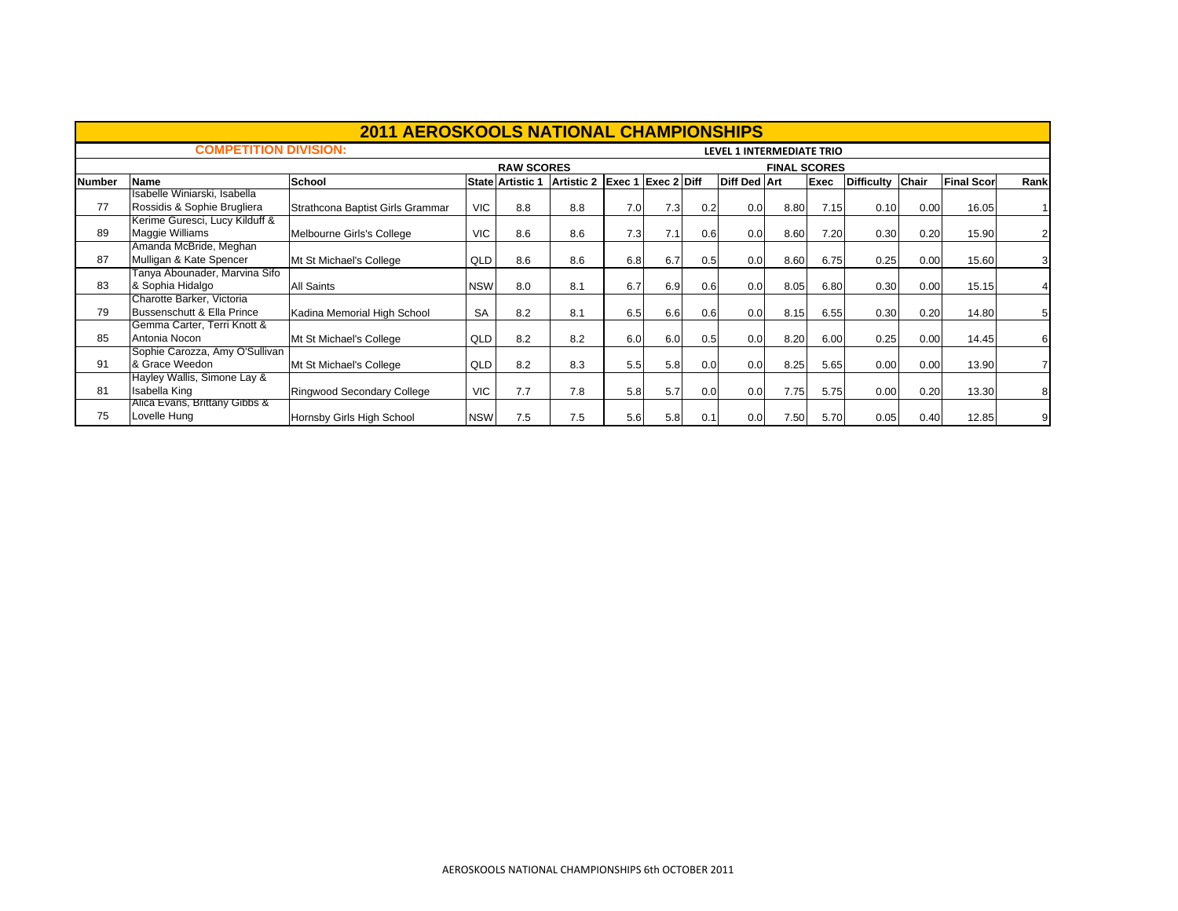# 2011 AEROSKOOLS NATIONAL CHAMPIONSHIPS

**COMPETITION DIVISION:** LEVEL 1 INTERMEDIATE TRIO

| | | | | RAW SCORES | | | | | | FINAL SCORES | | | | | |
|---|---|---|---|---|---|---|---|---|---|---|---|---|---|---|---|
| Number | Name | School | State | Artistic 1 | Artistic 2 | Exec 1 | Exec 2 | Diff | Diff Ded | Art | Exec | Difficulty | Chair | Final Scor | Rank |
| 77 | Isabelle Winiarski, Isabella Rossidis & Sophie Brugliera | Strathcona Baptist Girls Grammar | VIC | 8.8 | 8.8 | 7.0 | 7.3 | 0.2 | 0.0 | 8.80 | 7.15 | 0.10 | 0.00 | 16.05 | 1 |
| 89 | Kerime Guresci, Lucy Kilduff & Maggie Williams | Melbourne Girls's College | VIC | 8.6 | 8.6 | 7.3 | 7.1 | 0.6 | 0.0 | 8.60 | 7.20 | 0.30 | 0.20 | 15.90 | 2 |
| 87 | Amanda McBride, Meghan Mulligan & Kate Spencer | Mt St Michael's College | QLD | 8.6 | 8.6 | 6.8 | 6.7 | 0.5 | 0.0 | 8.60 | 6.75 | 0.25 | 0.00 | 15.60 | 3 |
| 83 | Tanya Abounader, Marvina Sifo & Sophia Hidalgo | All Saints | NSW | 8.0 | 8.1 | 6.7 | 6.9 | 0.6 | 0.0 | 8.05 | 6.80 | 0.30 | 0.00 | 15.15 | 4 |
| 79 | Charotte Barker, Victoria Bussenschutt & Ella Prince | Kadina Memorial High School | SA | 8.2 | 8.1 | 6.5 | 6.6 | 0.6 | 0.0 | 8.15 | 6.55 | 0.30 | 0.20 | 14.80 | 5 |
| 85 | Gemma Carter, Terri Knott & Antonia Nocon | Mt St Michael's College | QLD | 8.2 | 8.2 | 6.0 | 6.0 | 0.5 | 0.0 | 8.20 | 6.00 | 0.25 | 0.00 | 14.45 | 6 |
| 91 | Sophie Carozza, Amy O'Sullivan & Grace Weedon | Mt St Michael's College | QLD | 8.2 | 8.3 | 5.5 | 5.8 | 0.0 | 0.0 | 8.25 | 5.65 | 0.00 | 0.00 | 13.90 | 7 |
| 81 | Hayley Wallis, Simone Lay & Isabella King | Ringwood Secondary College | VIC | 7.7 | 7.8 | 5.8 | 5.7 | 0.0 | 0.0 | 7.75 | 5.75 | 0.00 | 0.20 | 13.30 | 8 |
| 75 | Alica Evans, Brittany Gibbs & Lovelle Hung | Hornsby Girls High School | NSW | 7.5 | 7.5 | 5.6 | 5.8 | 0.1 | 0.0 | 7.50 | 5.70 | 0.05 | 0.40 | 12.85 | 9 |

AEROSKOOLS NATIONAL CHAMPIONSHIPS 6th OCTOBER 2011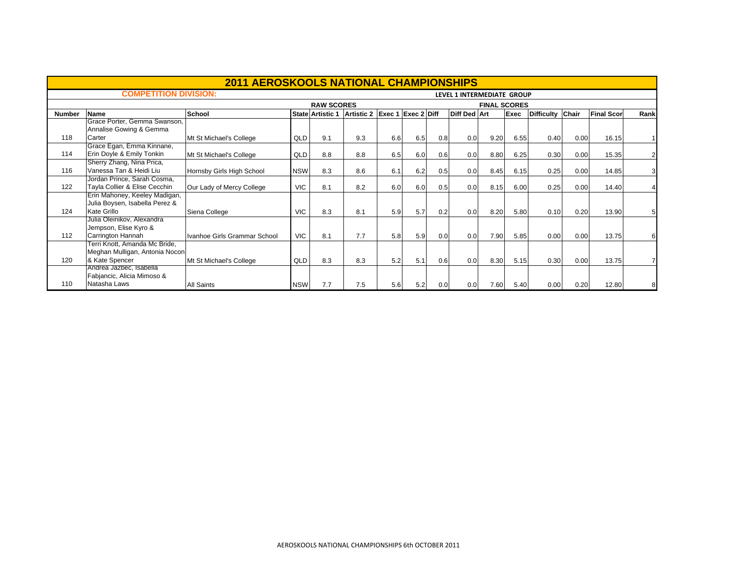# 2011 AEROSKOOLS NATIONAL CHAMPIONSHIPS

**COMPETITION DIVISION:** LEVEL 1 INTERMEDIATE GROUP

| | | | | RAW SCORES | | | | | | FINAL SCORES | | | | | | |
|---|---|---|---|---|---|---|---|---|---|---|---|---|---|---|---|
| **Number** | **Name** | **School** | **State** | **Artistic 1** | **Artistic 2** | **Exec 1** | **Exec 2** | **Diff** | **Diff Ded** | **Art** | **Exec** | **Difficulty** | **Chair** | **Final Scor** | **Rank** |
| 118 | Grace Porter, Gemma Swanson, Annalise Gowing & Gemma Carter | Mt St Michael's College | QLD | 9.1 | 9.3 | 6.6 | 6.5 | 0.8 | 0.0 | 9.20 | 6.55 | 0.40 | 0.00 | 16.15 | 1 |
| 114 | Grace Egan, Emma Kinnane, Erin Doyle & Emily Tonkin | Mt St Michael's College | QLD | 8.8 | 8.8 | 6.5 | 6.0 | 0.6 | 0.0 | 8.80 | 6.25 | 0.30 | 0.00 | 15.35 | 2 |
| 116 | Sherry Zhang, Nina Prica, Vanessa Tan & Heidi Liu | Hornsby Girls High School | NSW | 8.3 | 8.6 | 6.1 | 6.2 | 0.5 | 0.0 | 8.45 | 6.15 | 0.25 | 0.00 | 14.85 | 3 |
| 122 | Jordan Prince, Sarah Cosma, Tayla Collier & Elise Cecchin | Our Lady of Mercy College | VIC | 8.1 | 8.2 | 6.0 | 6.0 | 0.5 | 0.0 | 8.15 | 6.00 | 0.25 | 0.00 | 14.40 | 4 |
| 124 | Erin Mahoney, Keeley Madigan, Julia Boysen, Isabella Perez & Kate Grillo | Siena College | VIC | 8.3 | 8.1 | 5.9 | 5.7 | 0.2 | 0.0 | 8.20 | 5.80 | 0.10 | 0.20 | 13.90 | 5 |
| 112 | Julia Oleinikov, Alexandra Jempson, Elise Kyro & Carrington Hannah | Ivanhoe Girls Grammar School | VIC | 8.1 | 7.7 | 5.8 | 5.9 | 0.0 | 0.0 | 7.90 | 5.85 | 0.00 | 0.00 | 13.75 | 6 |
| 120 | Terri Knott, Amanda Mc Bride, Meghan Mulligan, Antonia Nocon & Kate Spencer | Mt St Michael's College | QLD | 8.3 | 8.3 | 5.2 | 5.1 | 0.6 | 0.0 | 8.30 | 5.15 | 0.30 | 0.00 | 13.75 | 7 |
| 110 | Andrea Jazbec, Isabella Fabjancic, Alicia Mimoso & Natasha Laws | All Saints | NSW | 7.7 | 7.5 | 5.6 | 5.2 | 0.0 | 0.0 | 7.60 | 5.40 | 0.00 | 0.20 | 12.80 | 8 |

AEROSKOOLS NATIONAL CHAMPIONSHIPS 6th OCTOBER 2011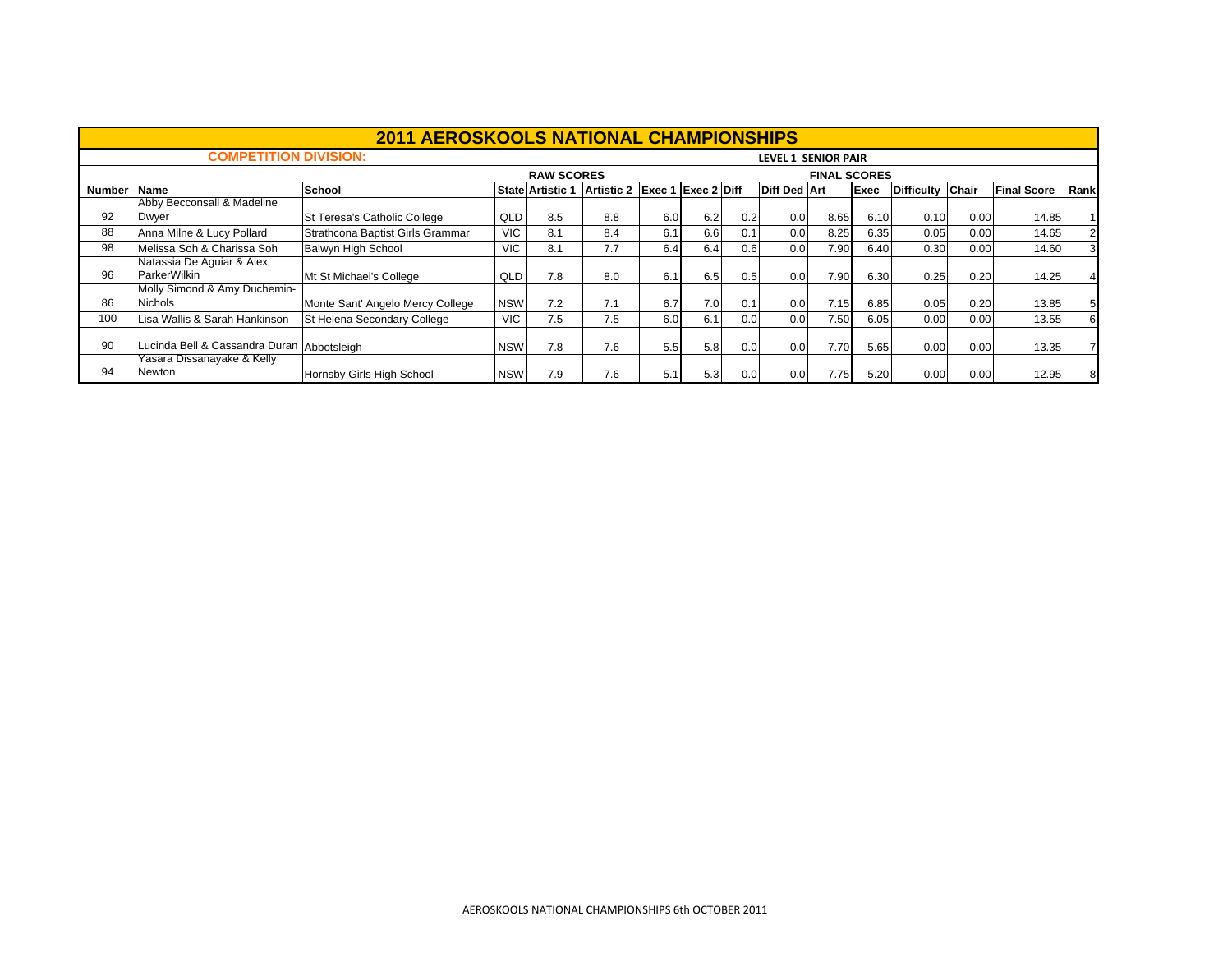# 2011 AEROSKOOLS NATIONAL CHAMPIONSHIPS

**COMPETITION DIVISION:** LEVEL 1 SENIOR PAIR

| | | | | RAW SCORES | | | | | | FINAL SCORES | | | | | |
|---|---|---|---|---|---|---|---|---|---|---|---|---|---|---|---|
| **Number** | **Name** | **School** | **State** | **Artistic 1** | **Artistic 2** | **Exec 1** | **Exec 2** | **Diff** | **Diff Ded** | **Art** | **Exec** | **Difficulty** | **Chair** | **Final Score** | **Rank** |
| 92 | Abby Becconsall & Madeline Dwyer | St Teresa's Catholic College | QLD | 8.5 | 8.8 | 6.0 | 6.2 | 0.2 | 0.0 | 8.65 | 6.10 | 0.10 | 0.00 | 14.85 | 1 |
| 88 | Anna Milne & Lucy Pollard | Strathcona Baptist Girls Grammar | VIC | 8.1 | 8.4 | 6.1 | 6.6 | 0.1 | 0.0 | 8.25 | 6.35 | 0.05 | 0.00 | 14.65 | 2 |
| 98 | Melissa Soh & Charissa Soh | Balwyn High School | VIC | 8.1 | 7.7 | 6.4 | 6.4 | 0.6 | 0.0 | 7.90 | 6.40 | 0.30 | 0.00 | 14.60 | 3 |
| 96 | Natassia De Aguiar & Alex ParkerWilkin | Mt St Michael's College | QLD | 7.8 | 8.0 | 6.1 | 6.5 | 0.5 | 0.0 | 7.90 | 6.30 | 0.25 | 0.20 | 14.25 | 4 |
| 86 | Molly Simond & Amy Duchemin-Nichols | Monte Sant' Angelo Mercy College | NSW | 7.2 | 7.1 | 6.7 | 7.0 | 0.1 | 0.0 | 7.15 | 6.85 | 0.05 | 0.20 | 13.85 | 5 |
| 100 | Lisa Wallis & Sarah Hankinson | St Helena Secondary College | VIC | 7.5 | 7.5 | 6.0 | 6.1 | 0.0 | 0.0 | 7.50 | 6.05 | 0.00 | 0.00 | 13.55 | 6 |
| 90 | Lucinda Bell & Cassandra Duran | Abbotsleigh | NSW | 7.8 | 7.6 | 5.5 | 5.8 | 0.0 | 0.0 | 7.70 | 5.65 | 0.00 | 0.00 | 13.35 | 7 |
| 94 | Yasara Dissanayake & Kelly Newton | Hornsby Girls High School | NSW | 7.9 | 7.6 | 5.1 | 5.3 | 0.0 | 0.0 | 7.75 | 5.20 | 0.00 | 0.00 | 12.95 | 8 |

AEROSKOOLS NATIONAL CHAMPIONSHIPS 6th OCTOBER 2011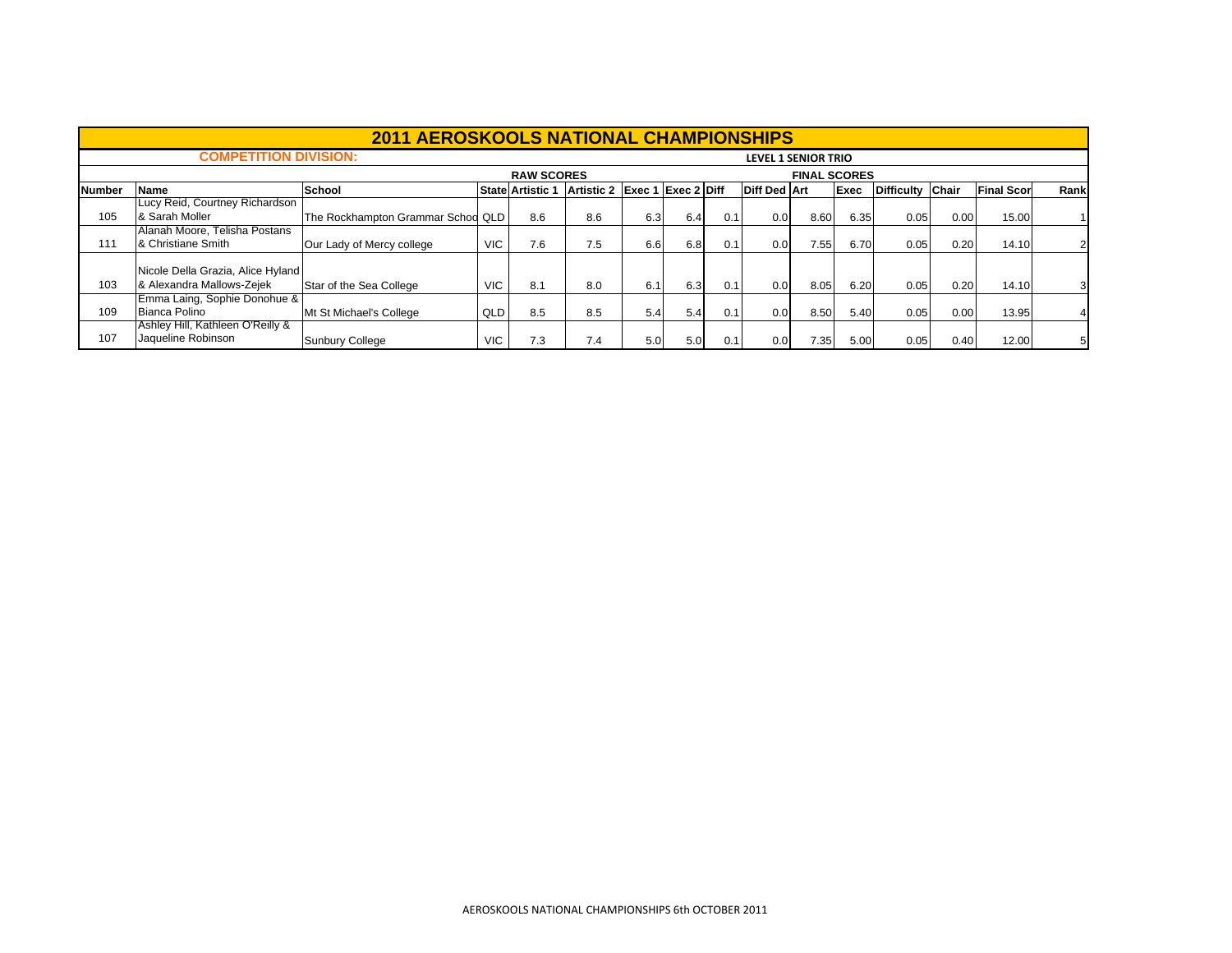# 2011 AEROSKOOLS NATIONAL CHAMPIONSHIPS

**COMPETITION DIVISION:** LEVEL 1 SENIOR TRIO

| | | | | RAW SCORES | | | | | | FINAL SCORES | | | | | |
|---|---|---|---|---|---|---|---|---|---|---|---|---|---|---|---|
| **Number** | **Name** | **School** | **State** | **Artistic 1** | **Artistic 2** | **Exec 1** | **Exec 2** | **Diff** | **Diff Ded** | **Art** | **Exec** | **Difficulty** | **Chair** | **Final Scor** | **Rank** |
| 105 | Lucy Reid, Courtney Richardson & Sarah Moller | The Rockhampton Grammar Schoo | QLD | 8.6 | 8.6 | 6.3 | 6.4 | 0.1 | 0.0 | 8.60 | 6.35 | 0.05 | 0.00 | 15.00 | 1 |
| 111 | Alanah Moore, Telisha Postans & Christiane Smith | Our Lady of Mercy college | VIC | 7.6 | 7.5 | 6.6 | 6.8 | 0.1 | 0.0 | 7.55 | 6.70 | 0.05 | 0.20 | 14.10 | 2 |
| 103 | Nicole Della Grazia, Alice Hyland & Alexandra Mallows-Zejek | Star of the Sea College | VIC | 8.1 | 8.0 | 6.1 | 6.3 | 0.1 | 0.0 | 8.05 | 6.20 | 0.05 | 0.20 | 14.10 | 3 |
| 109 | Emma Laing, Sophie Donohue & Bianca Polino | Mt St Michael's College | QLD | 8.5 | 8.5 | 5.4 | 5.4 | 0.1 | 0.0 | 8.50 | 5.40 | 0.05 | 0.00 | 13.95 | 4 |
| 107 | Ashley Hill, Kathleen O'Reilly & Jaqueline Robinson | Sunbury College | VIC | 7.3 | 7.4 | 5.0 | 5.0 | 0.1 | 0.0 | 7.35 | 5.00 | 0.05 | 0.40 | 12.00 | 5 |

AEROSKOOLS NATIONAL CHAMPIONSHIPS 6th OCTOBER 2011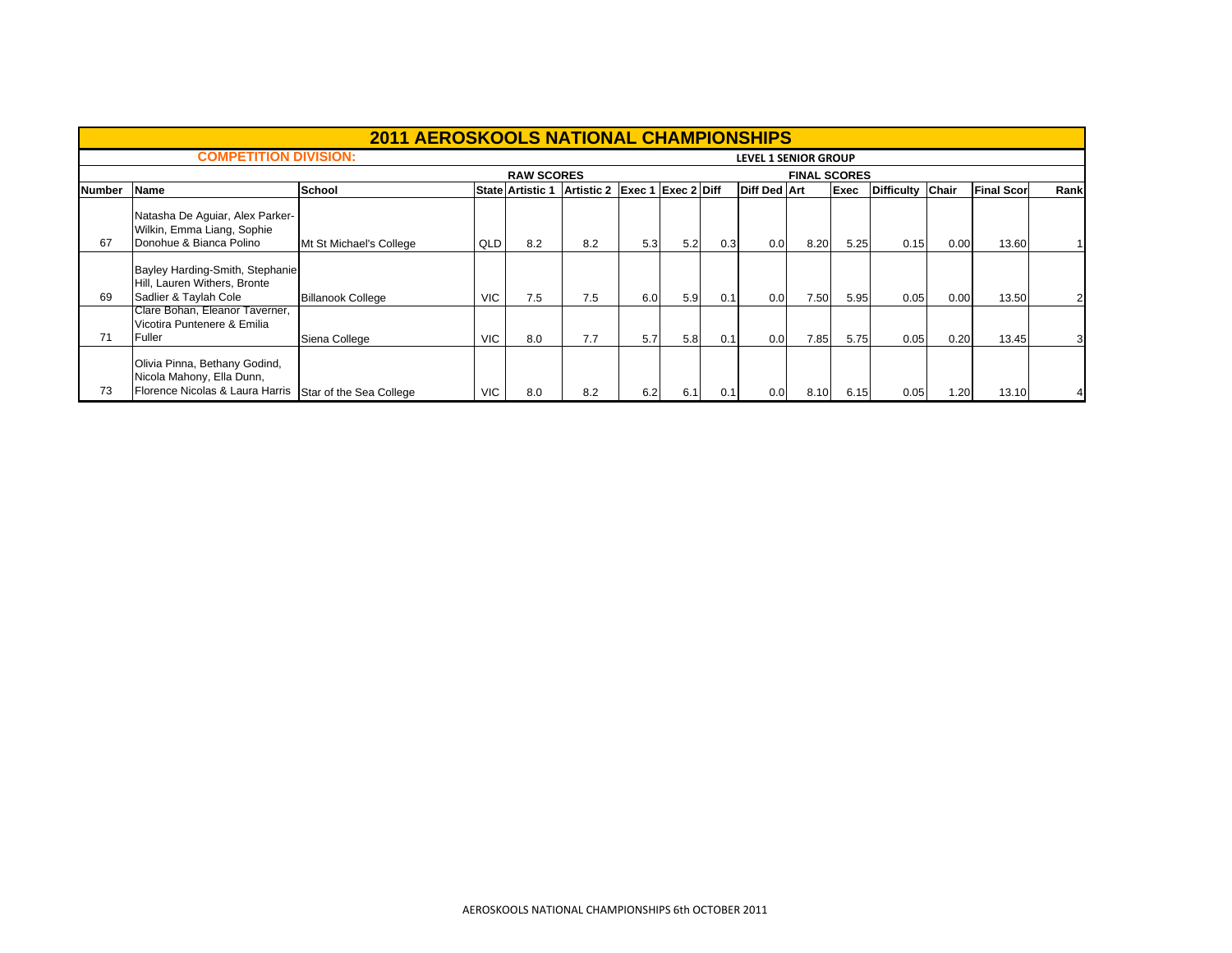# 2011 AEROSKOOLS NATIONAL CHAMPIONSHIPS

**COMPETITION DIVISION:** LEVEL 1 SENIOR GROUP

| | | | | RAW SCORES | | | | | | FINAL SCORES | | | | | |
|---|---|---|---|---|---|---|---|---|---|---|---|---|---|---|---|
| **Number** | **Name** | **School** | **State** | **Artistic 1** | **Artistic 2** | **Exec 1** | **Exec 2** | **Diff** | **Diff Ded** | **Art** | **Exec** | **Difficulty** | **Chair** | **Final Scor** | **Rank** |
| 67 | Natasha De Aguiar, Alex Parker-Wilkin, Emma Liang, Sophie Donohue & Bianca Polino | Mt St Michael's College | QLD | 8.2 | 8.2 | 5.3 | 5.2 | 0.3 | 0.0 | 8.20 | 5.25 | 0.15 | 0.00 | 13.60 | 1 |
| 69 | Bayley Harding-Smith, Stephanie Hill, Lauren Withers, Bronte Sadlier & Taylah Cole | Billanook College | VIC | 7.5 | 7.5 | 6.0 | 5.9 | 0.1 | 0.0 | 7.50 | 5.95 | 0.05 | 0.00 | 13.50 | 2 |
| 71 | Clare Bohan, Eleanor Taverner, Vicotira Puntenere & Emilia Fuller | Siena College | VIC | 8.0 | 7.7 | 5.7 | 5.8 | 0.1 | 0.0 | 7.85 | 5.75 | 0.05 | 0.20 | 13.45 | 3 |
| 73 | Olivia Pinna, Bethany Godind, Nicola Mahony, Ella Dunn, Florence Nicolas & Laura Harris | Star of the Sea College | VIC | 8.0 | 8.2 | 6.2 | 6.1 | 0.1 | 0.0 | 8.10 | 6.15 | 0.05 | 1.20 | 13.10 | 4 |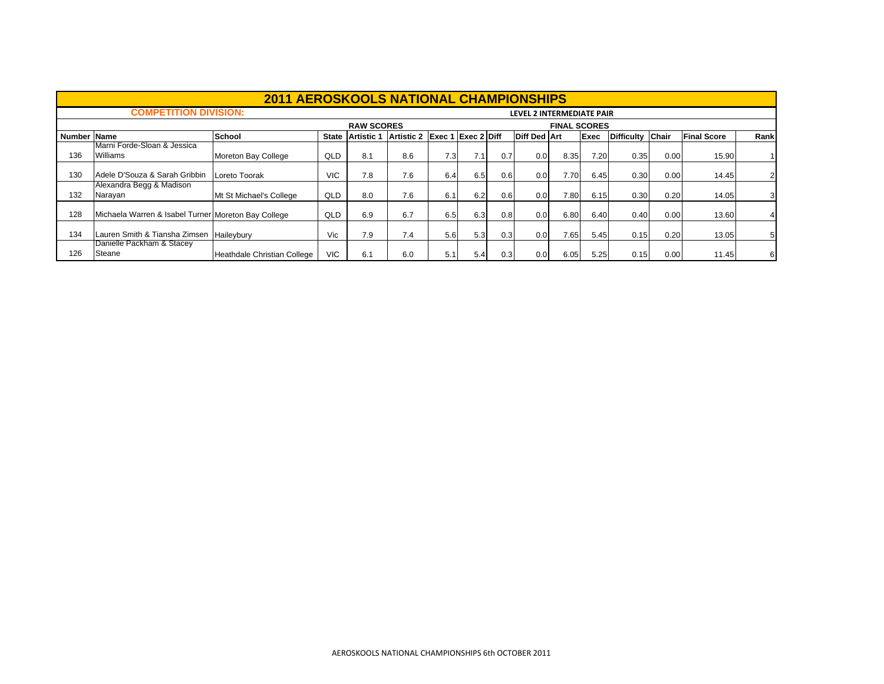# 2011 AEROSKOOLS NATIONAL CHAMPIONSHIPS

**COMPETITION DIVISION:** LEVEL 2 INTERMEDIATE PAIR

| | | | | RAW SCORES | | | | | | FINAL SCORES | | | | | |
|---|---|---|---|---|---|---|---|---|---|---|---|---|---|---|---|
| Number | Name | School | State | Artistic 1 | Artistic 2 | Exec 1 | Exec 2 | Diff | Diff Ded | Art | Exec | Difficulty | Chair | Final Score | Rank |
| 136 | Marni Forde-Sloan & Jessica Williams | Moreton Bay College | QLD | 8.1 | 8.6 | 7.3 | 7.1 | 0.7 | 0.0 | 8.35 | 7.20 | 0.35 | 0.00 | 15.90 | 1 |
| 130 | Adele D'Souza & Sarah Gribbin | Loreto Toorak | VIC | 7.8 | 7.6 | 6.4 | 6.5 | 0.6 | 0.0 | 7.70 | 6.45 | 0.30 | 0.00 | 14.45 | 2 |
| 132 | Alexandra Begg & Madison Narayan | Mt St Michael's College | QLD | 8.0 | 7.6 | 6.1 | 6.2 | 0.6 | 0.0 | 7.80 | 6.15 | 0.30 | 0.20 | 14.05 | 3 |
| 128 | Michaela Warren & Isabel Turner | Moreton Bay College | QLD | 6.9 | 6.7 | 6.5 | 6.3 | 0.8 | 0.0 | 6.80 | 6.40 | 0.40 | 0.00 | 13.60 | 4 |
| 134 | Lauren Smith & Tiansha Zimsen | Haileybury | Vic | 7.9 | 7.4 | 5.6 | 5.3 | 0.3 | 0.0 | 7.65 | 5.45 | 0.15 | 0.20 | 13.05 | 5 |
| 126 | Danielle Packham & Stacey Steane | Heathdale Christian College | VIC | 6.1 | 6.0 | 5.1 | 5.4 | 0.3 | 0.0 | 6.05 | 5.25 | 0.15 | 0.00 | 11.45 | 6 |

AEROSKOOLS NATIONAL CHAMPIONSHIPS 6th OCTOBER 2011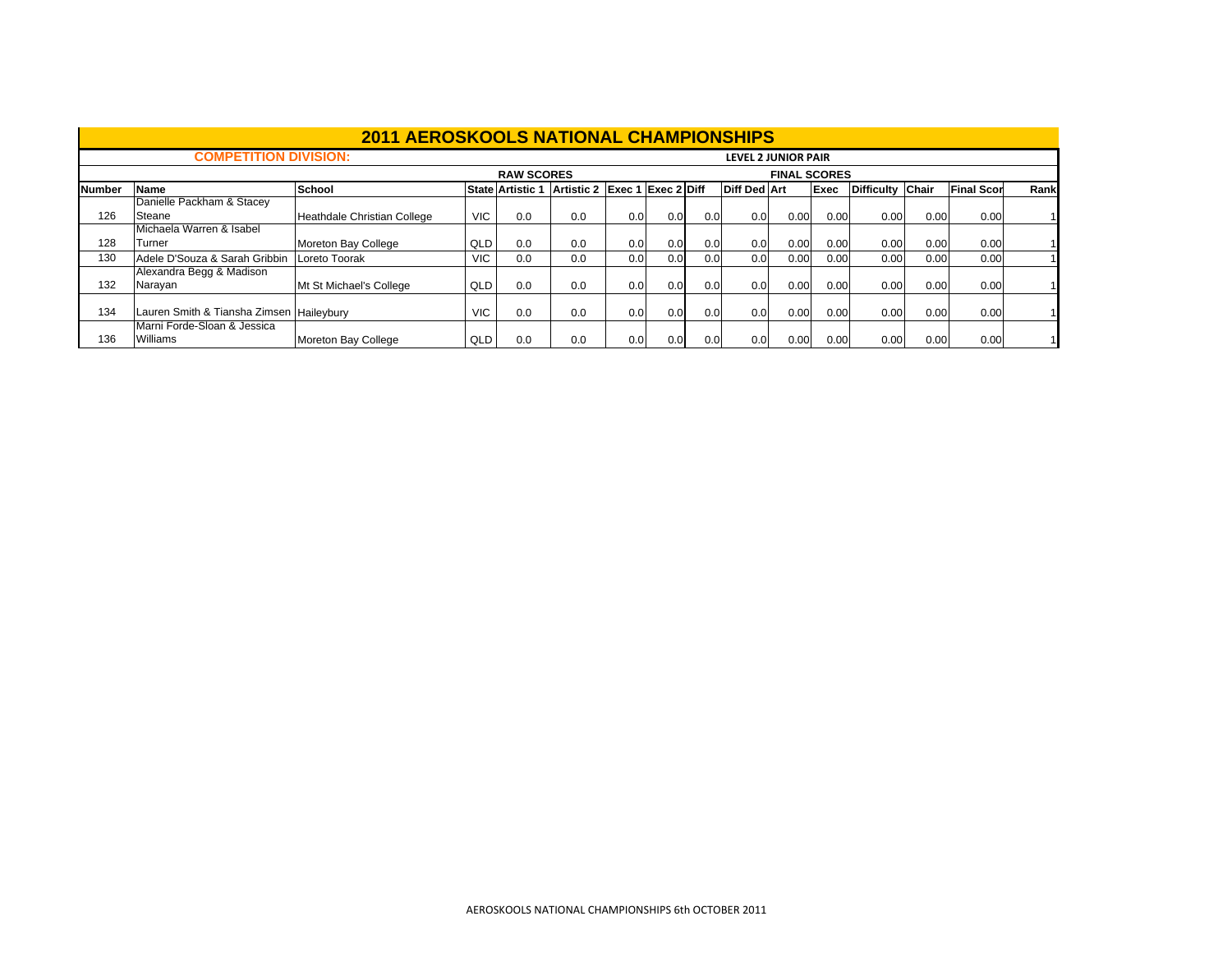# 2011 AEROSKOOLS NATIONAL CHAMPIONSHIPS

**COMPETITION DIVISION:** LEVEL 2 JUNIOR PAIR

| | | | | RAW SCORES | | | | | FINAL SCORES | | | | | | |
|---|---|---|---|---|---|---|---|---|---|---|---|---|---|---|---|
| Number | Name | School | State | Artistic 1 | Artistic 2 | Exec 1 | Exec 2 | Diff | Diff Ded | Art | Exec | Difficulty | Chair | Final Scor | Rank |
| 126 | Danielle Packham & Stacey Steane | Heathdale Christian College | VIC | 0.0 | 0.0 | 0.0 | 0.0 | 0.0 | 0.0 | 0.00 | 0.00 | 0.00 | 0.00 | 0.00 | 1 |
| 128 | Michaela Warren & Isabel Turner | Moreton Bay College | QLD | 0.0 | 0.0 | 0.0 | 0.0 | 0.0 | 0.0 | 0.00 | 0.00 | 0.00 | 0.00 | 0.00 | 1 |
| 130 | Adele D'Souza & Sarah Gribbin | Loreto Toorak | VIC | 0.0 | 0.0 | 0.0 | 0.0 | 0.0 | 0.0 | 0.00 | 0.00 | 0.00 | 0.00 | 0.00 | 1 |
| 132 | Alexandra Begg & Madison Narayan | Mt St Michael's College | QLD | 0.0 | 0.0 | 0.0 | 0.0 | 0.0 | 0.0 | 0.00 | 0.00 | 0.00 | 0.00 | 0.00 | 1 |
| 134 | Lauren Smith & Tiansha Zimsen | Haileybury | VIC | 0.0 | 0.0 | 0.0 | 0.0 | 0.0 | 0.0 | 0.00 | 0.00 | 0.00 | 0.00 | 0.00 | 1 |
| 136 | Marni Forde-Sloan & Jessica Williams | Moreton Bay College | QLD | 0.0 | 0.0 | 0.0 | 0.0 | 0.0 | 0.0 | 0.00 | 0.00 | 0.00 | 0.00 | 0.00 | 1 |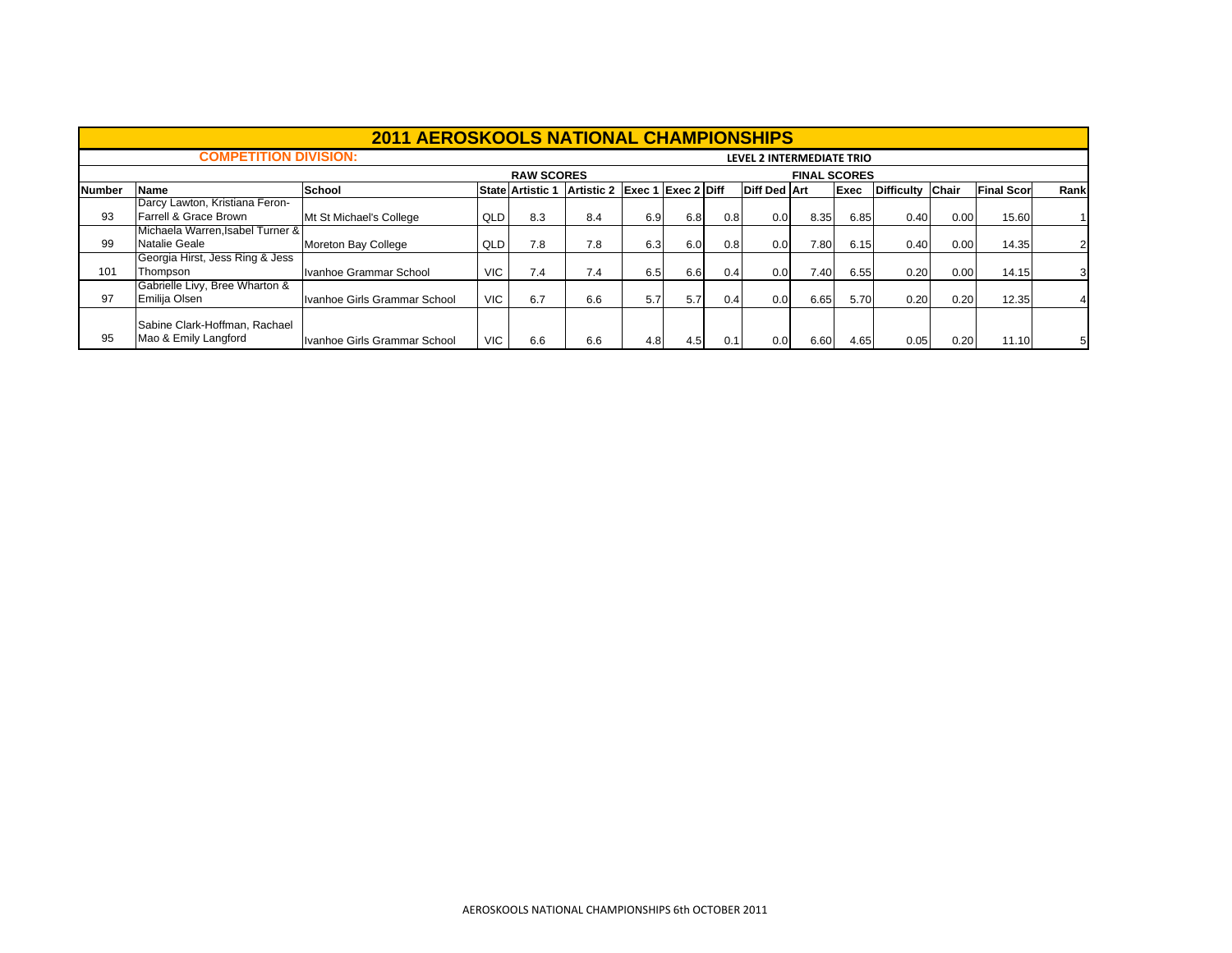# 2011 AEROSKOOLS NATIONAL CHAMPIONSHIPS

**COMPETITION DIVISION:** **LEVEL 2 INTERMEDIATE TRIO**

| | | | | RAW SCORES | | | | | | FINAL SCORES | | | | | |
|---|---|---|---|---|---|---|---|---|---|---|---|---|---|---|---|
| Number | Name | School | State | Artistic 1 | Artistic 2 | Exec 1 | Exec 2 | Diff | Diff Ded | Art | Exec | Difficulty | Chair | Final Scor | Rank |
| 93 | Darcy Lawton, Kristiana Feron-Farrell & Grace Brown | Mt St Michael's College | QLD | 8.3 | 8.4 | 6.9 | 6.8 | 0.8 | 0.0 | 8.35 | 6.85 | 0.40 | 0.00 | 15.60 | 1 |
| 99 | Michaela Warren,Isabel Turner & Natalie Geale | Moreton Bay College | QLD | 7.8 | 7.8 | 6.3 | 6.0 | 0.8 | 0.0 | 7.80 | 6.15 | 0.40 | 0.00 | 14.35 | 2 |
| 101 | Georgia Hirst, Jess Ring & Jess Thompson | Ivanhoe Grammar School | VIC | 7.4 | 7.4 | 6.5 | 6.6 | 0.4 | 0.0 | 7.40 | 6.55 | 0.20 | 0.00 | 14.15 | 3 |
| 97 | Gabrielle Livy, Bree Wharton & Emilija Olsen | Ivanhoe Girls Grammar School | VIC | 6.7 | 6.6 | 5.7 | 5.7 | 0.4 | 0.0 | 6.65 | 5.70 | 0.20 | 0.20 | 12.35 | 4 |
| 95 | Sabine Clark-Hoffman, Rachael Mao & Emily Langford | Ivanhoe Girls Grammar School | VIC | 6.6 | 6.6 | 4.8 | 4.5 | 0.1 | 0.0 | 6.60 | 4.65 | 0.05 | 0.20 | 11.10 | 5 |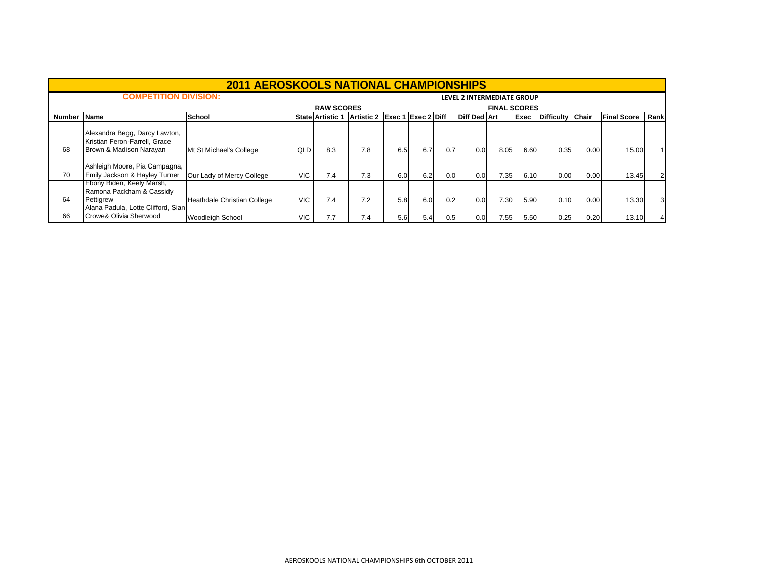# 2011 AEROSKOOLS NATIONAL CHAMPIONSHIPS

**COMPETITION DIVISION:** LEVEL 2 INTERMEDIATE GROUP

| | | | | RAW SCORES | | | | | | FINAL SCORES | | | | | |
|---|---|---|---|---|---|---|---|---|---|---|---|---|---|---|---|
| Number | Name | School | State | Artistic 1 | Artistic 2 | Exec 1 | Exec 2 | Diff | Diff Ded | Art | Exec | Difficulty | Chair | Final Score | Rank |
| 68 | Alexandra Begg, Darcy Lawton, Kristian Feron-Farrell, Grace Brown & Madison Narayan | Mt St Michael's College | QLD | 8.3 | 7.8 | 6.5 | 6.7 | 0.7 | 0.0 | 8.05 | 6.60 | 0.35 | 0.00 | 15.00 | 1 |
| 70 | Ashleigh Moore, Pia Campagna, Emily Jackson & Hayley Turner | Our Lady of Mercy College | VIC | 7.4 | 7.3 | 6.0 | 6.2 | 0.0 | 0.0 | 7.35 | 6.10 | 0.00 | 0.00 | 13.45 | 2 |
| 64 | Ebony Biden, Keely Marsh, Ramona Packham & Cassidy Pettigrew | Heathdale Christian College | VIC | 7.4 | 7.2 | 5.8 | 6.0 | 0.2 | 0.0 | 7.30 | 5.90 | 0.10 | 0.00 | 13.30 | 3 |
| 66 | Alana Padula, Lotte Clifford, Sian Crowe& Olivia Sherwood | Woodleigh School | VIC | 7.7 | 7.4 | 5.6 | 5.4 | 0.5 | 0.0 | 7.55 | 5.50 | 0.25 | 0.20 | 13.10 | 4 |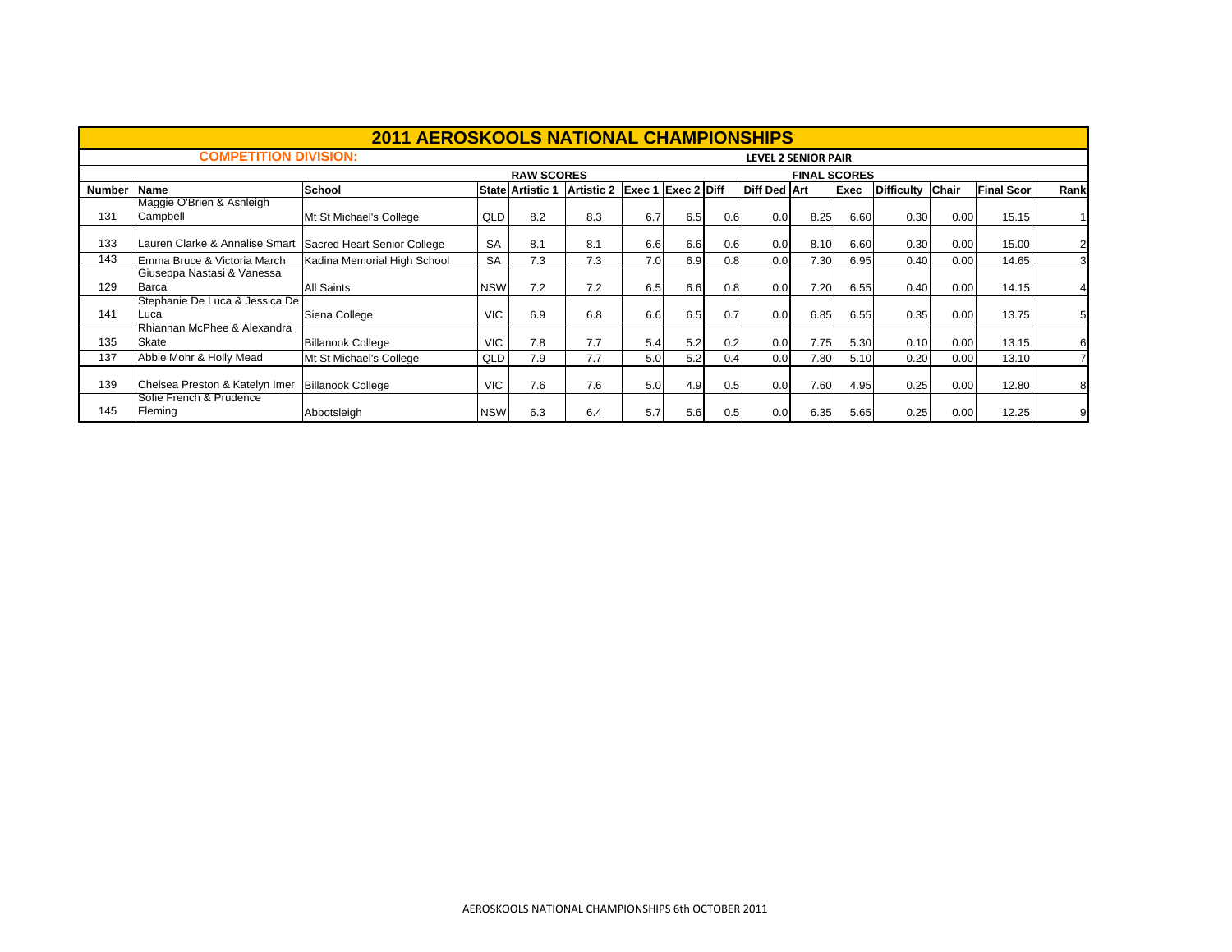# 2011 AEROSKOOLS NATIONAL CHAMPIONSHIPS

**COMPETITION DIVISION:** LEVEL 2 SENIOR PAIR

| | | | | RAW SCORES | | | | | | FINAL SCORES | | | | | |
|---|---|---|---|---|---|---|---|---|---|---|---|---|---|---|---|
| Number | Name | School | State | Artistic 1 | Artistic 2 | Exec 1 | Exec 2 | Diff | Diff Ded | Art | Exec | Difficulty | Chair | Final Scor | Rank |
| 131 | Maggie O'Brien & Ashleigh Campbell | Mt St Michael's College | QLD | 8.2 | 8.3 | 6.7 | 6.5 | 0.6 | 0.0 | 8.25 | 6.60 | 0.30 | 0.00 | 15.15 | 1 |
| 133 | Lauren Clarke & Annalise Smart | Sacred Heart Senior College | SA | 8.1 | 8.1 | 6.6 | 6.6 | 0.6 | 0.0 | 8.10 | 6.60 | 0.30 | 0.00 | 15.00 | 2 |
| 143 | Emma Bruce & Victoria March | Kadina Memorial High School | SA | 7.3 | 7.3 | 7.0 | 6.9 | 0.8 | 0.0 | 7.30 | 6.95 | 0.40 | 0.00 | 14.65 | 3 |
| 129 | Giuseppa Nastasi & Vanessa Barca | All Saints | NSW | 7.2 | 7.2 | 6.5 | 6.6 | 0.8 | 0.0 | 7.20 | 6.55 | 0.40 | 0.00 | 14.15 | 4 |
| 141 | Stephanie De Luca & Jessica De Luca | Siena College | VIC | 6.9 | 6.8 | 6.6 | 6.5 | 0.7 | 0.0 | 6.85 | 6.55 | 0.35 | 0.00 | 13.75 | 5 |
| 135 | Rhiannan McPhee & Alexandra Skate | Billanook College | VIC | 7.8 | 7.7 | 5.4 | 5.2 | 0.2 | 0.0 | 7.75 | 5.30 | 0.10 | 0.00 | 13.15 | 6 |
| 137 | Abbie Mohr & Holly Mead | Mt St Michael's College | QLD | 7.9 | 7.7 | 5.0 | 5.2 | 0.4 | 0.0 | 7.80 | 5.10 | 0.20 | 0.00 | 13.10 | 7 |
| 139 | Chelsea Preston & Katelyn Imer | Billanook College | VIC | 7.6 | 7.6 | 5.0 | 4.9 | 0.5 | 0.0 | 7.60 | 4.95 | 0.25 | 0.00 | 12.80 | 8 |
| 145 | Sofie French & Prudence Fleming | Abbotsleigh | NSW | 6.3 | 6.4 | 5.7 | 5.6 | 0.5 | 0.0 | 6.35 | 5.65 | 0.25 | 0.00 | 12.25 | 9 |

AEROSKOOLS NATIONAL CHAMPIONSHIPS 6th OCTOBER 2011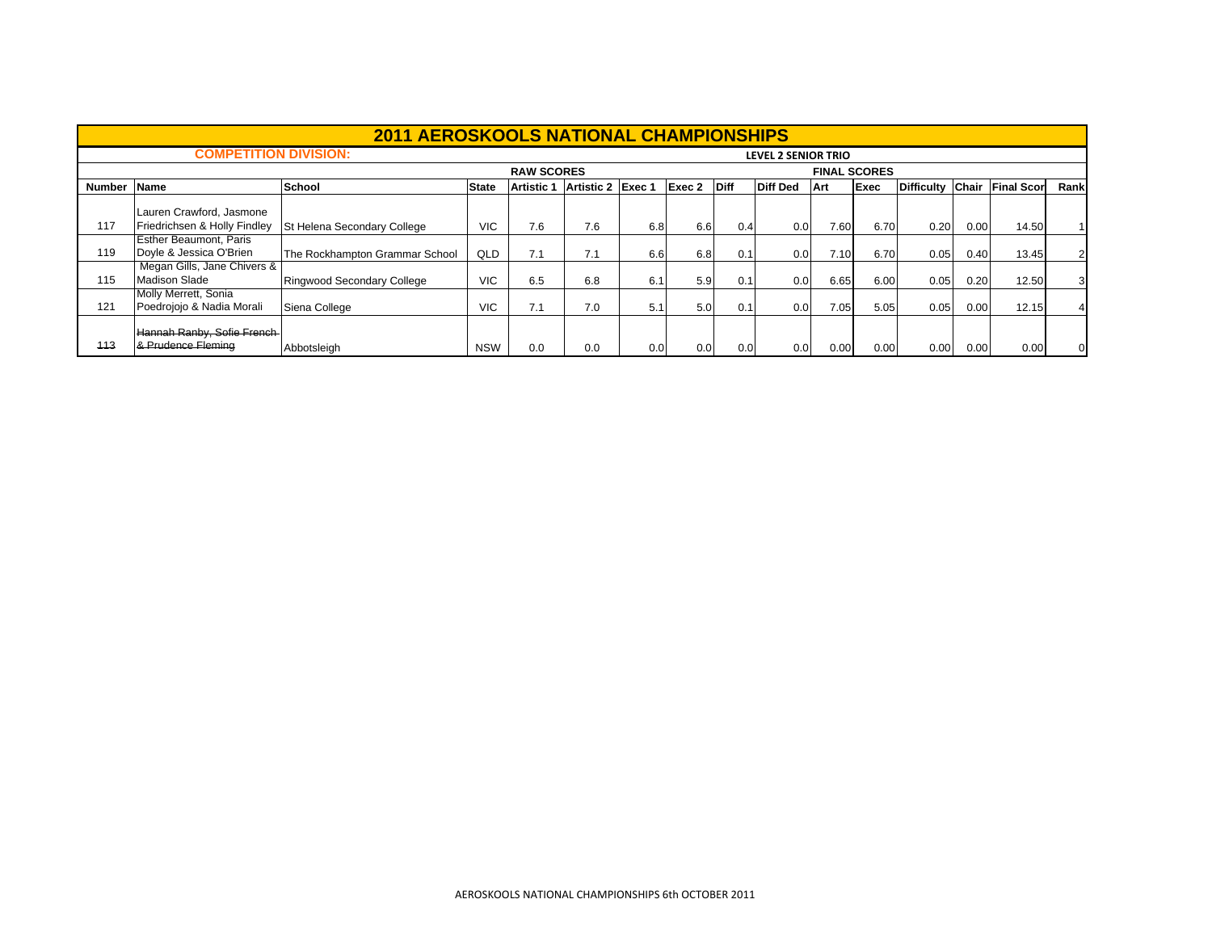# 2011 AEROSKOOLS NATIONAL CHAMPIONSHIPS

**COMPETITION DIVISION:** LEVEL 2 SENIOR TRIO

| | | | | RAW SCORES | | | | | | FINAL SCORES | | | | | |
|---|---|---|---|---|---|---|---|---|---|---|---|---|---|---|---|
| **Number** | **Name** | **School** | **State** | **Artistic 1** | **Artistic 2** | **Exec 1** | **Exec 2** | **Diff** | **Diff Ded** | **Art** | **Exec** | **Difficulty** | **Chair** | **Final Scor** | **Rank** |
| 117 | Lauren Crawford, Jasmone Friedrichsen & Holly Findley | St Helena Secondary College | VIC | 7.6 | 7.6 | 6.8 | 6.6 | 0.4 | 0.0 | 7.60 | 6.70 | 0.20 | 0.00 | 14.50 | 1 |
| 119 | Esther Beaumont, Paris Doyle & Jessica O'Brien | The Rockhampton Grammar School | QLD | 7.1 | 7.1 | 6.6 | 6.8 | 0.1 | 0.0 | 7.10 | 6.70 | 0.05 | 0.40 | 13.45 | 2 |
| 115 | Megan Gills, Jane Chivers & Madison Slade | Ringwood Secondary College | VIC | 6.5 | 6.8 | 6.1 | 5.9 | 0.1 | 0.0 | 6.65 | 6.00 | 0.05 | 0.20 | 12.50 | 3 |
| 121 | Molly Merrett, Sonia Poedrojojo & Nadia Morali | Siena College | VIC | 7.1 | 7.0 | 5.1 | 5.0 | 0.1 | 0.0 | 7.05 | 5.05 | 0.05 | 0.00 | 12.15 | 4 |
| ~~113~~ | ~~Hannah Ranby, Sofie French & Prudence Fleming~~ | Abbotsleigh | NSW | 0.0 | 0.0 | 0.0 | 0.0 | 0.0 | 0.0 | 0.00 | 0.00 | 0.00 | 0.00 | 0.00 | 0 |

AEROSKOOLS NATIONAL CHAMPIONSHIPS 6th OCTOBER 2011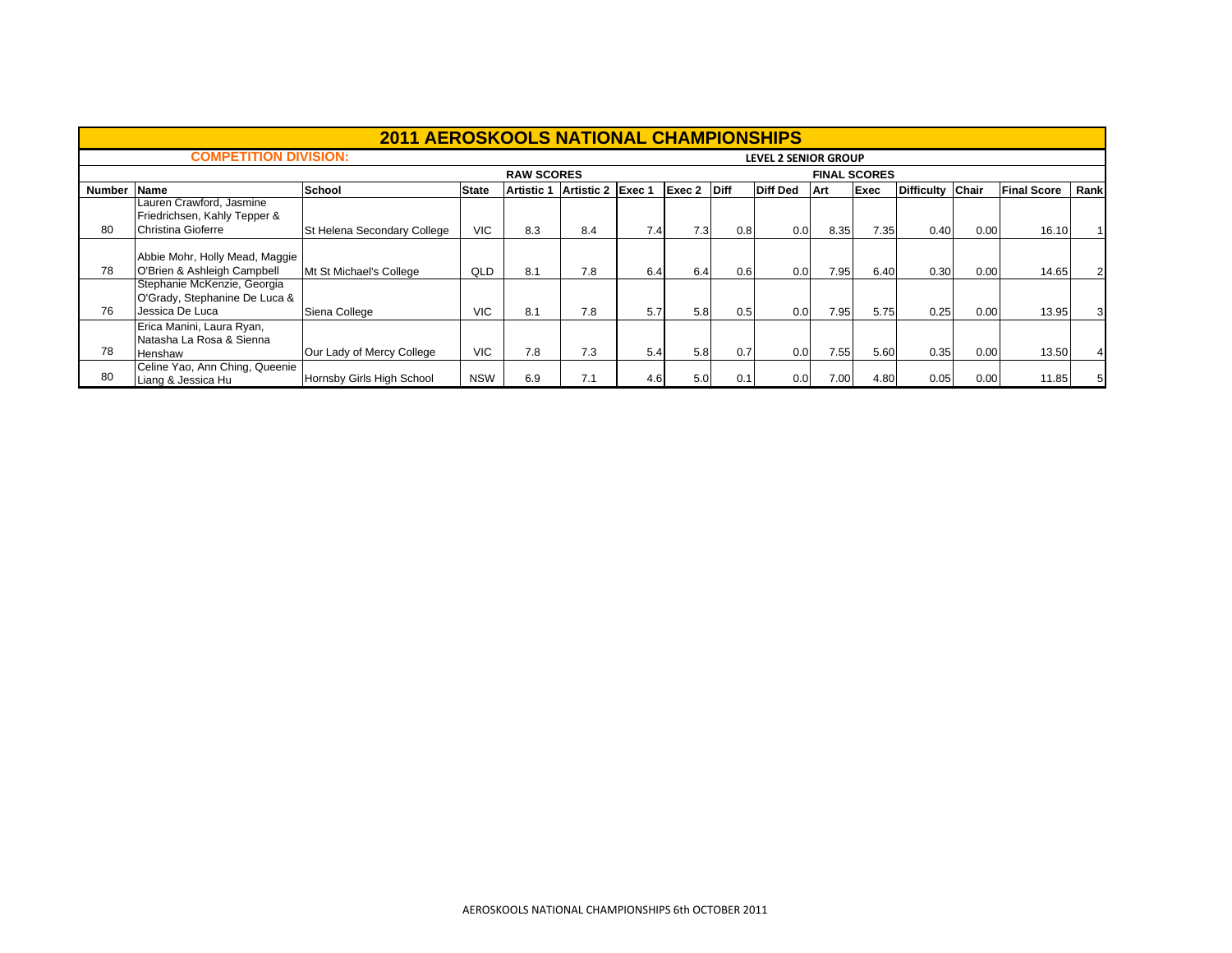# 2011 AEROSKOOLS NATIONAL CHAMPIONSHIPS

**COMPETITION DIVISION:** **LEVEL 2 SENIOR GROUP**

| | | | | RAW SCORES | | | | | | FINAL SCORES | | | | | |
|---|---|---|---|---|---|---|---|---|---|---|---|---|---|---|---|
| **Number** | **Name** | **School** | **State** | **Artistic 1** | **Artistic 2** | **Exec 1** | **Exec 2** | **Diff** | **Diff Ded** | **Art** | **Exec** | **Difficulty** | **Chair** | **Final Score** | **Rank** |
| 80 | Lauren Crawford, Jasmine Friedrichsen, Kahly Tepper & Christina Gioferre | St Helena Secondary College | VIC | 8.3 | 8.4 | 7.4 | 7.3 | 0.8 | 0.0 | 8.35 | 7.35 | 0.40 | 0.00 | 16.10 | 1 |
| 78 | Abbie Mohr, Holly Mead, Maggie O'Brien & Ashleigh Campbell | Mt St Michael's College | QLD | 8.1 | 7.8 | 6.4 | 6.4 | 0.6 | 0.0 | 7.95 | 6.40 | 0.30 | 0.00 | 14.65 | 2 |
| 76 | Stephanie McKenzie, Georgia O'Grady, Stephanie De Luca & Jessica De Luca | Siena College | VIC | 8.1 | 7.8 | 5.7 | 5.8 | 0.5 | 0.0 | 7.95 | 5.75 | 0.25 | 0.00 | 13.95 | 3 |
| 78 | Erica Manini, Laura Ryan, Natasha La Rosa & Sienna Henshaw | Our Lady of Mercy College | VIC | 7.8 | 7.3 | 5.4 | 5.8 | 0.7 | 0.0 | 7.55 | 5.60 | 0.35 | 0.00 | 13.50 | 4 |
| 80 | Celine Yao, Ann Ching, Queenie Liang & Jessica Hu | Hornsby Girls High School | NSW | 6.9 | 7.1 | 4.6 | 5.0 | 0.1 | 0.0 | 7.00 | 4.80 | 0.05 | 0.00 | 11.85 | 5 |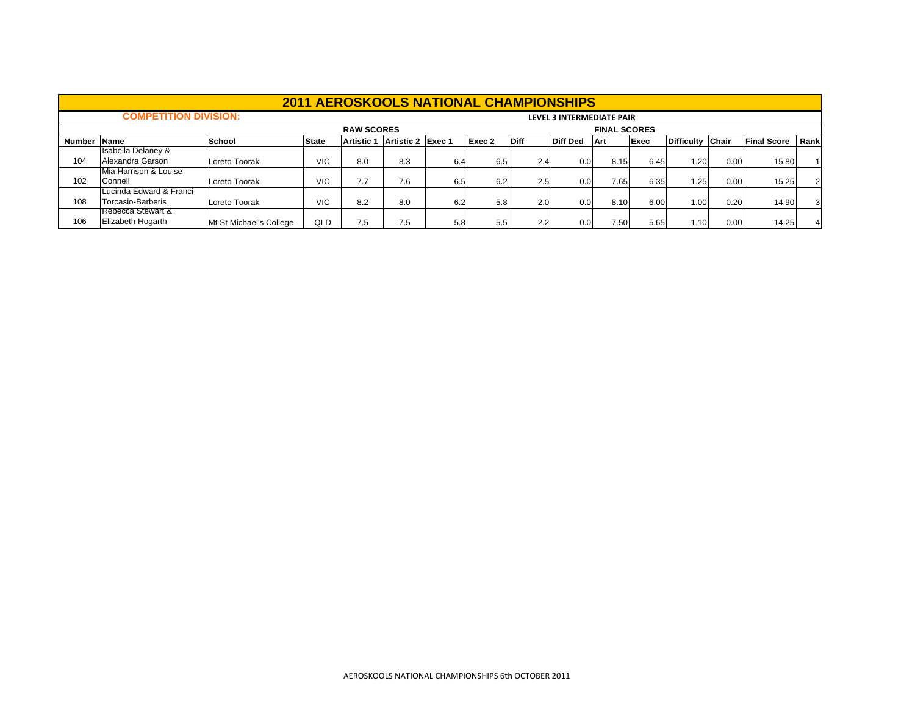# 2011 AEROSKOOLS NATIONAL CHAMPIONSHIPS

**COMPETITION DIVISION:** LEVEL 3 INTERMEDIATE PAIR

| | | | | RAW SCORES | | | | | | FINAL SCORES | | | | | |
|---|---|---|---|---|---|---|---|---|---|---|---|---|---|---|---|
| Number | Name | School | State | Artistic 1 | Artistic 2 | Exec 1 | Exec 2 | Diff | Diff Ded | Art | Exec | Difficulty | Chair | Final Score | Rank |
| 104 | Isabella Delaney & Alexandra Garson | Loreto Toorak | VIC | 8.0 | 8.3 | 6.4 | 6.5 | 2.4 | 0.0 | 8.15 | 6.45 | 1.20 | 0.00 | 15.80 | 1 |
| 102 | Mia Harrison & Louise Connell | Loreto Toorak | VIC | 7.7 | 7.6 | 6.5 | 6.2 | 2.5 | 0.0 | 7.65 | 6.35 | 1.25 | 0.00 | 15.25 | 2 |
| 108 | Lucinda Edward & Franci Torcasio-Barberis | Loreto Toorak | VIC | 8.2 | 8.0 | 6.2 | 5.8 | 2.0 | 0.0 | 8.10 | 6.00 | 1.00 | 0.20 | 14.90 | 3 |
| 106 | Rebecca Stewart & Elizabeth Hogarth | Mt St Michael's College | QLD | 7.5 | 7.5 | 5.8 | 5.5 | 2.2 | 0.0 | 7.50 | 5.65 | 1.10 | 0.00 | 14.25 | 4 |

AEROSKOOLS NATIONAL CHAMPIONSHIPS 6th OCTOBER 2011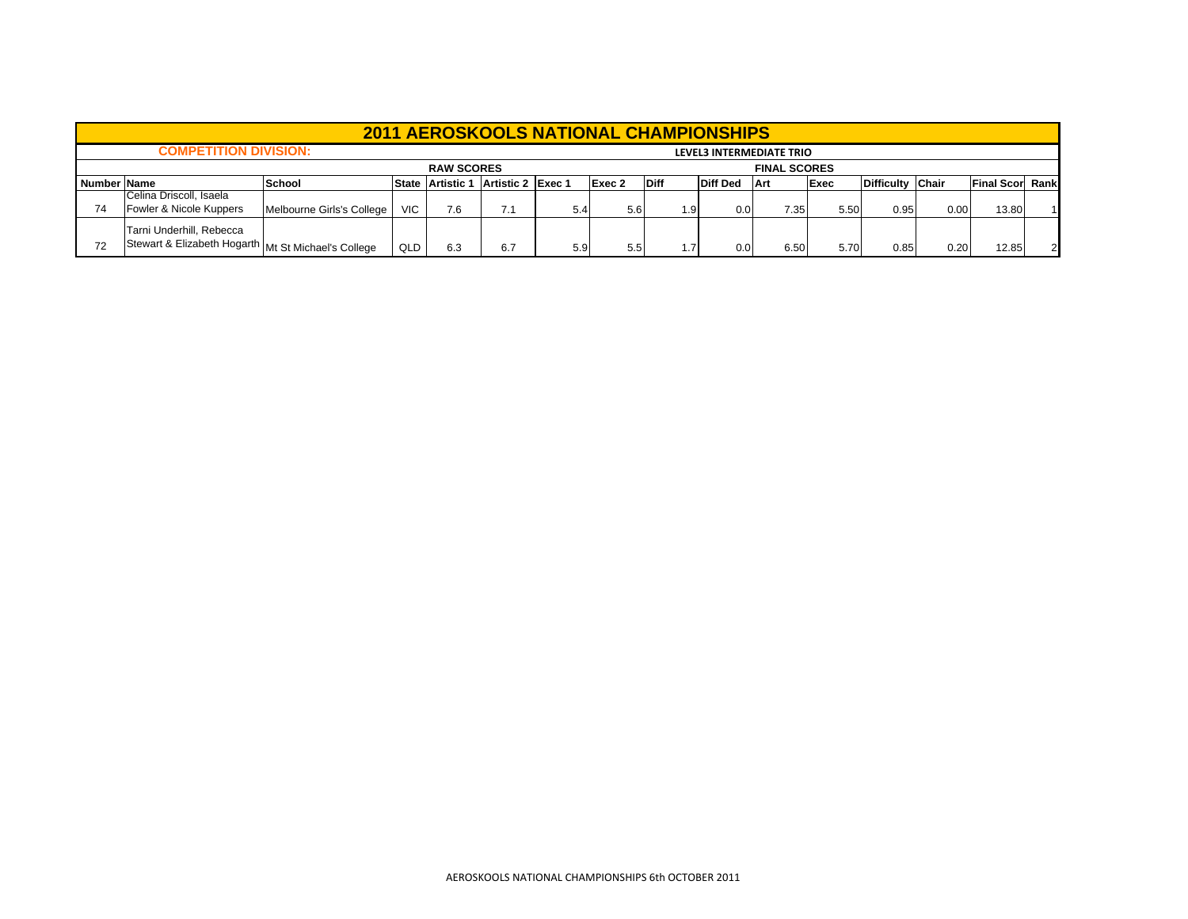# 2011 AEROSKOOLS NATIONAL CHAMPIONSHIPS

**COMPETITION DIVISION:** LEVEL3 INTERMEDIATE TRIO

| | | | | RAW SCORES | | | | | | FINAL SCORES | | | | | |
|---|---|---|---|---|---|---|---|---|---|---|---|---|---|---|---|
| **Number** | **Name** | **School** | **State** | **Artistic 1** | **Artistic 2** | **Exec 1** | **Exec 2** | **Diff** | **Diff Ded** | **Art** | **Exec** | **Difficulty** | **Chair** | **Final Scor** | **Rank** |
| 74 | Celina Driscoll, Isaela Fowler & Nicole Kuppers | Melbourne Girls's College | VIC | 7.6 | 7.1 | 5.4 | 5.6 | 1.9 | 0.0 | 7.35 | 5.50 | 0.95 | 0.00 | 13.80 | 1 |
| 72 | Tarni Underhill, Rebecca Stewart & Elizabeth Hogarth | Mt St Michael's College | QLD | 6.3 | 6.7 | 5.9 | 5.5 | 1.7 | 0.0 | 6.50 | 5.70 | 0.85 | 0.20 | 12.85 | 2 |

AEROSKOOLS NATIONAL CHAMPIONSHIPS 6th OCTOBER 2011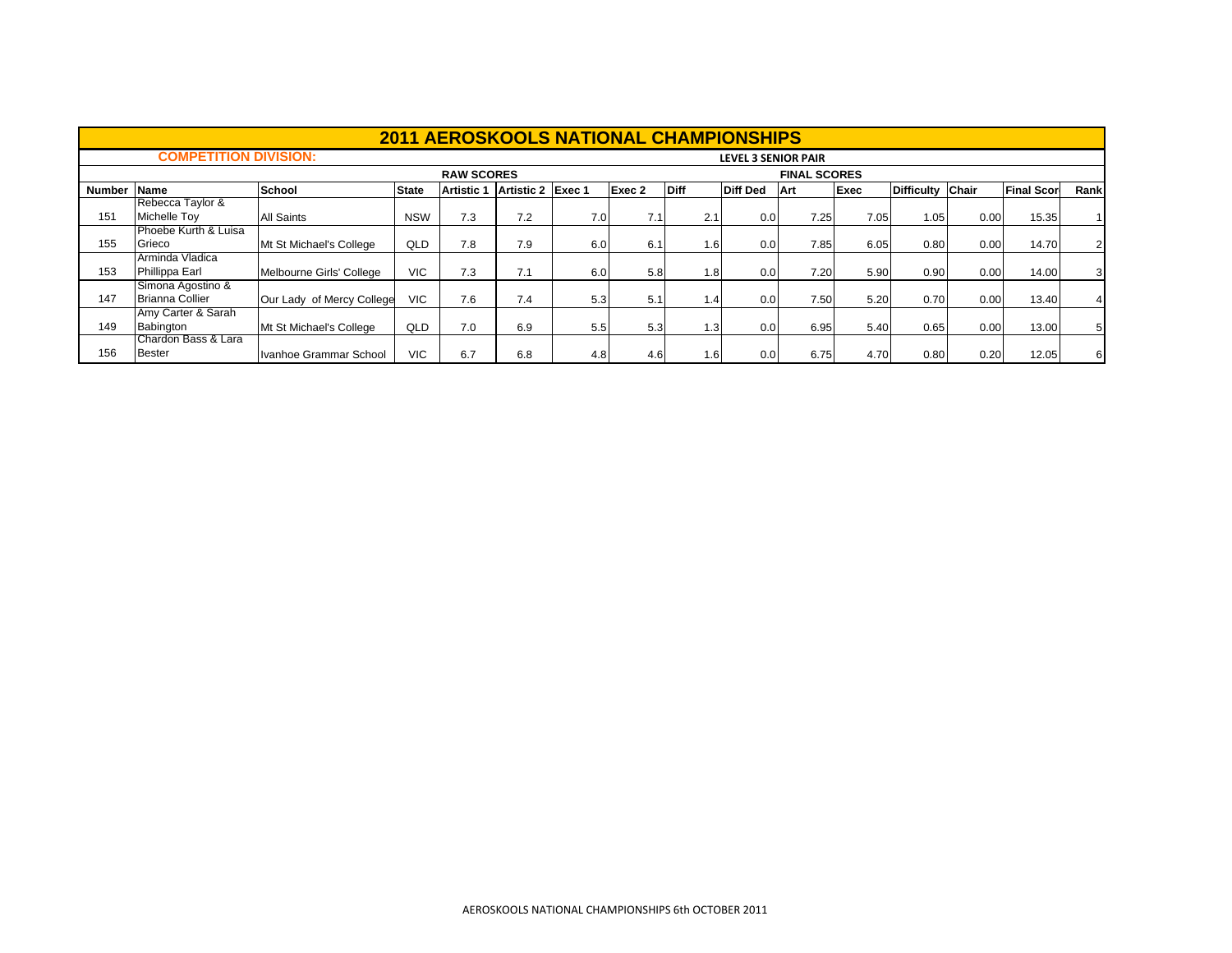# 2011 AEROSKOOLS NATIONAL CHAMPIONSHIPS

**COMPETITION DIVISION:** **LEVEL 3 SENIOR PAIR**

| | | | | RAW SCORES | | | | | | FINAL SCORES | | | | | |
|---|---|---|---|---|---|---|---|---|---|---|---|---|---|---|---|
| **Number** | **Name** | **School** | **State** | **Artistic 1** | **Artistic 2** | **Exec 1** | **Exec 2** | **Diff** | **Diff Ded** | **Art** | **Exec** | **Difficulty** | **Chair** | **Final Scor** | **Rank** |
| 151 | Rebecca Taylor & Michelle Toy | All Saints | NSW | 7.3 | 7.2 | 7.0 | 7.1 | 2.1 | 0.0 | 7.25 | 7.05 | 1.05 | 0.00 | 15.35 | 1 |
| 155 | Phoebe Kurth & Luisa Grieco | Mt St Michael's College | QLD | 7.8 | 7.9 | 6.0 | 6.1 | 1.6 | 0.0 | 7.85 | 6.05 | 0.80 | 0.00 | 14.70 | 2 |
| 153 | Arminda Vladica Phillippa Earl | Melbourne Girls' College | VIC | 7.3 | 7.1 | 6.0 | 5.8 | 1.8 | 0.0 | 7.20 | 5.90 | 0.90 | 0.00 | 14.00 | 3 |
| 147 | Simona Agostino & Brianna Collier | Our Lady of Mercy College | VIC | 7.6 | 7.4 | 5.3 | 5.1 | 1.4 | 0.0 | 7.50 | 5.20 | 0.70 | 0.00 | 13.40 | 4 |
| 149 | Amy Carter & Sarah Babington | Mt St Michael's College | QLD | 7.0 | 6.9 | 5.5 | 5.3 | 1.3 | 0.0 | 6.95 | 5.40 | 0.65 | 0.00 | 13.00 | 5 |
| 156 | Chardon Bass & Lara Bester | Ivanhoe Grammar School | VIC | 6.7 | 6.8 | 4.8 | 4.6 | 1.6 | 0.0 | 6.75 | 4.70 | 0.80 | 0.20 | 12.05 | 6 |

AEROSKOOLS NATIONAL CHAMPIONSHIPS 6th OCTOBER 2011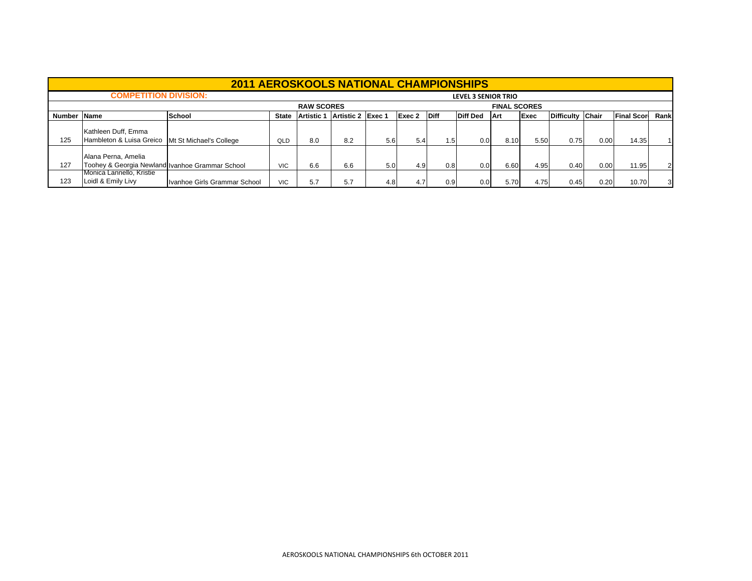# 2011 AEROSKOOLS NATIONAL CHAMPIONSHIPS

**COMPETITION DIVISION:** **LEVEL 3 SENIOR TRIO**

| | | | | RAW SCORES | | | | | | FINAL SCORES | | | | | |
|---|---|---|---|---|---|---|---|---|---|---|---|---|---|---|---|
| **Number** | **Name** | **School** | **State** | **Artistic 1** | **Artistic 2** | **Exec 1** | **Exec 2** | **Diff** | **Diff Ded** | **Art** | **Exec** | **Difficulty** | **Chair** | **Final Scor** | **Rank** |
| 125 | Kathleen Duff, Emma Hambleton & Luisa Greico | Mt St Michael's College | QLD | 8.0 | 8.2 | 5.6 | 5.4 | 1.5 | 0.0 | 8.10 | 5.50 | 0.75 | 0.00 | 14.35 | 1 |
| 127 | Alana Perna, Amelia Toohey & Georgia Newland | Ivanhoe Grammar School | VIC | 6.6 | 6.6 | 5.0 | 4.9 | 0.8 | 0.0 | 6.60 | 4.95 | 0.40 | 0.00 | 11.95 | 2 |
| 123 | Monica Lannello, Kristie Loidl & Emily Livy | Ivanhoe Girls Grammar School | VIC | 5.7 | 5.7 | 4.8 | 4.7 | 0.9 | 0.0 | 5.70 | 4.75 | 0.45 | 0.20 | 10.70 | 3 |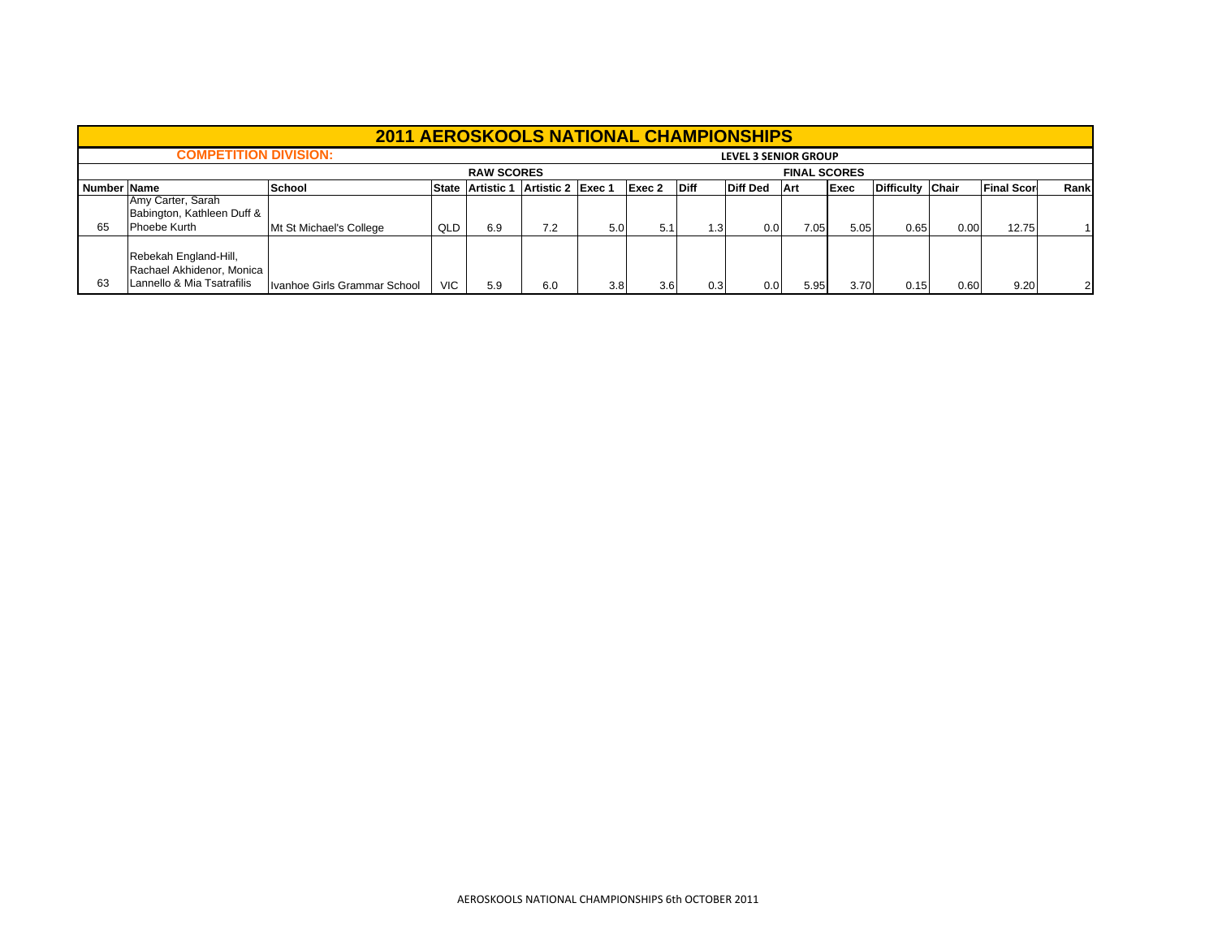# 2011 AEROSKOOLS NATIONAL CHAMPIONSHIPS

**COMPETITION DIVISION:** LEVEL 3 SENIOR GROUP

| | | | | RAW SCORES | | | | | | FINAL SCORES | | | | | |
|---|---|---|---|---|---|---|---|---|---|---|---|---|---|---|---|
| **Number** | **Name** | **School** | **State** | **Artistic 1** | **Artistic 2** | **Exec 1** | **Exec 2** | **Diff** | **Diff Ded** | **Art** | **Exec** | **Difficulty** | **Chair** | **Final Scor** | **Rank** |
| 65 | Amy Carter, Sarah Babington, Kathleen Duff & Phoebe Kurth | Mt St Michael's College | QLD | 6.9 | 7.2 | 5.0 | 5.1 | 1.3 | 0.0 | 7.05 | 5.05 | 0.65 | 0.00 | 12.75 | 1 |
| 63 | Rebekah England-Hill, Rachael Akhidenor, Monica Lannello & Mia Tsatrafilis | Ivanhoe Girls Grammar School | VIC | 5.9 | 6.0 | 3.8 | 3.6 | 0.3 | 0.0 | 5.95 | 3.70 | 0.15 | 0.60 | 9.20 | 2 |

AEROSKOOLS NATIONAL CHAMPIONSHIPS 6th OCTOBER 2011